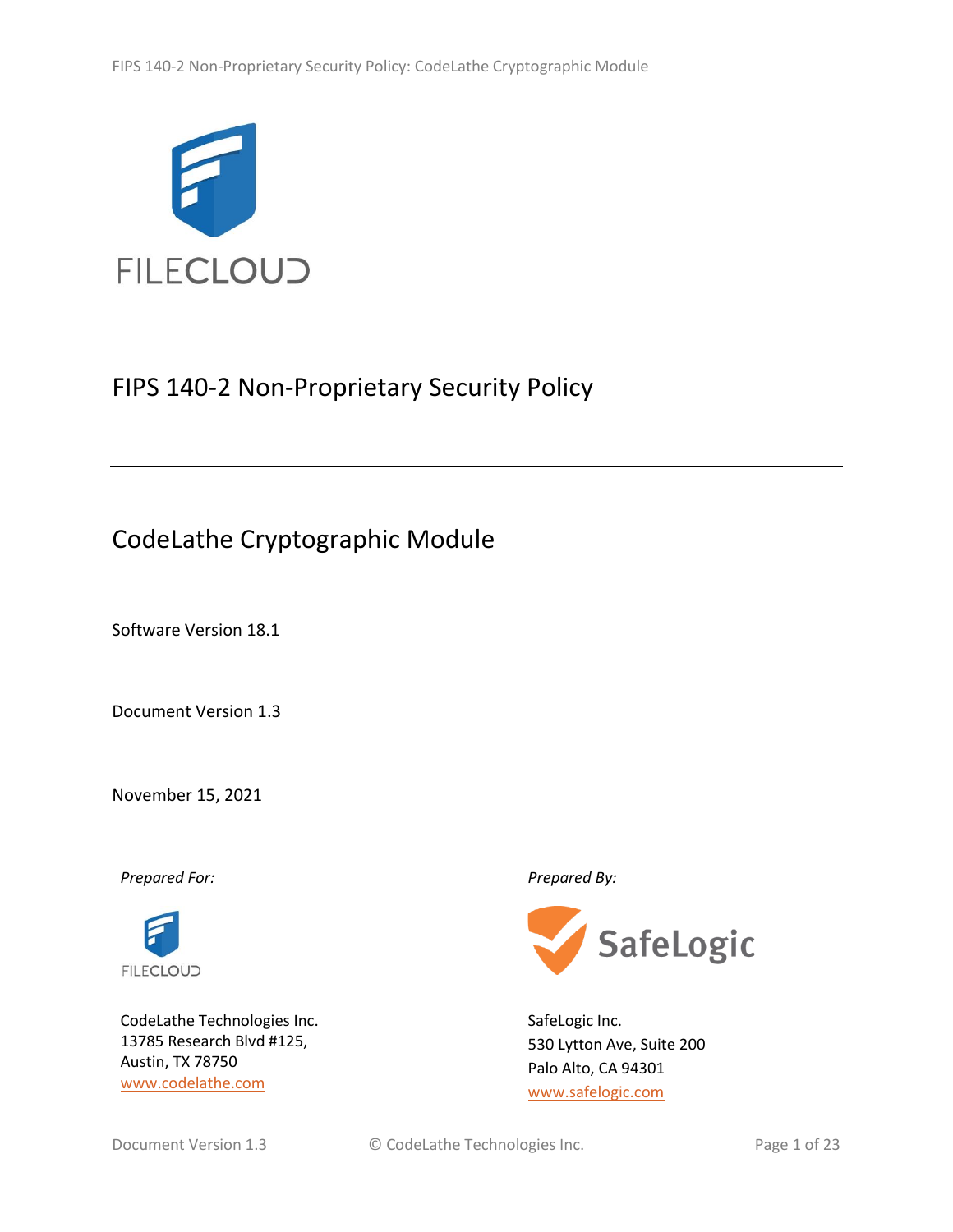FILECLOUD

# FIPS 140-2 Non-Proprietary Security Policy

---

## CodeLathe Cryptographic Module

Software Version 18.1

Document Version 1.3

November 15, 2021

*Prepared For:*

FILECLOUD

CodeLathe Technologies Inc.
13785 Research Blvd #125,
Austin, TX 78750
www.codelathe.com

*Prepared By:*

SafeLogic

SafeLogic Inc.
530 Lytton Ave, Suite 200
Palo Alto, CA 94301
www.safelogic.com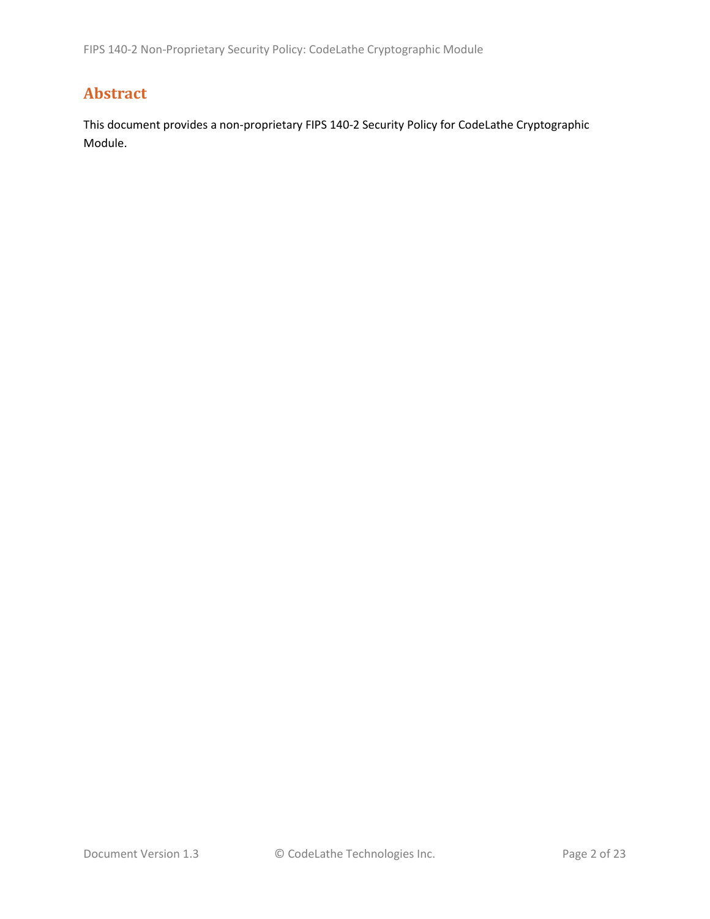# Abstract

This document provides a non-proprietary FIPS 140-2 Security Policy for CodeLathe Cryptographic Module.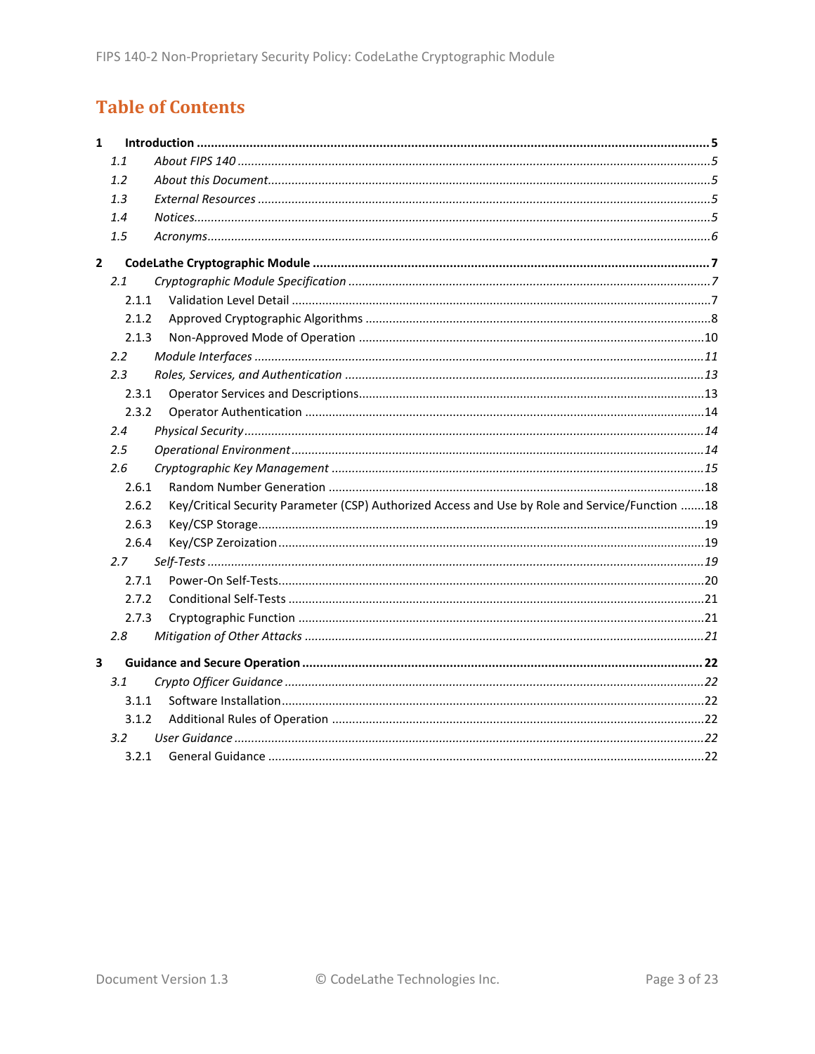# Table of Contents

**1 Introduction** ..... **5**

- *1.1 About FIPS 140* ..... *5*
- *1.2 About this Document* ..... *5*
- *1.3 External Resources* ..... *5*
- *1.4 Notices* ..... *5*
- *1.5 Acronyms* ..... *6*

**2 CodeLathe Cryptographic Module** ..... **7**

- *2.1 Cryptographic Module Specification* ..... *7*
  - 2.1.1 Validation Level Detail ..... 7
  - 2.1.2 Approved Cryptographic Algorithms ..... 8
  - 2.1.3 Non-Approved Mode of Operation ..... 10
- *2.2 Module Interfaces* ..... *11*
- *2.3 Roles, Services, and Authentication* ..... *13*
  - 2.3.1 Operator Services and Descriptions ..... 13
  - 2.3.2 Operator Authentication ..... 14
- *2.4 Physical Security* ..... *14*
- *2.5 Operational Environment* ..... *14*
- *2.6 Cryptographic Key Management* ..... *15*
  - 2.6.1 Random Number Generation ..... 18
  - 2.6.2 Key/Critical Security Parameter (CSP) Authorized Access and Use by Role and Service/Function ..... 18
  - 2.6.3 Key/CSP Storage ..... 19
  - 2.6.4 Key/CSP Zeroization ..... 19
- *2.7 Self-Tests* ..... *19*
  - 2.7.1 Power-On Self-Tests ..... 20
  - 2.7.2 Conditional Self-Tests ..... 21
  - 2.7.3 Cryptographic Function ..... 21
- *2.8 Mitigation of Other Attacks* ..... *21*

**3 Guidance and Secure Operation** ..... **22**

- *3.1 Crypto Officer Guidance* ..... *22*
  - 3.1.1 Software Installation ..... 22
  - 3.1.2 Additional Rules of Operation ..... 22
- *3.2 User Guidance* ..... *22*
  - 3.2.1 General Guidance ..... 22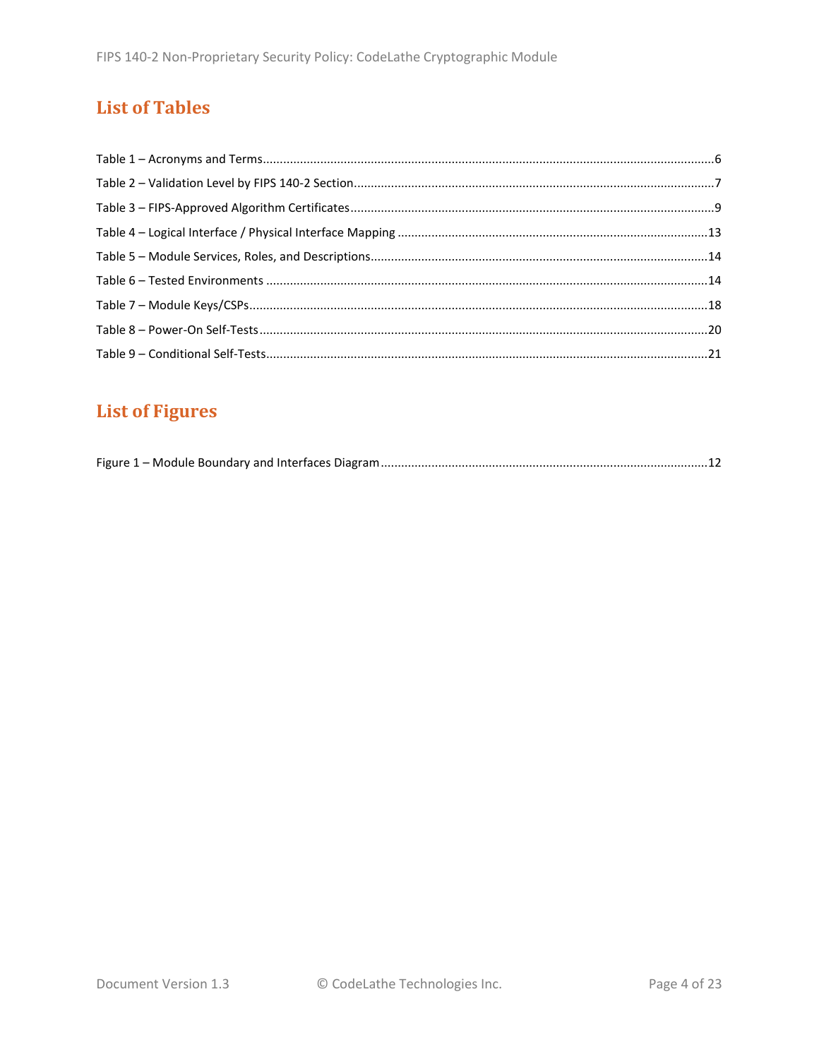# List of Tables

Table 1 – Acronyms and Terms....................................................................................................................6
Table 2 – Validation Level by FIPS 140-2 Section..........................................................................................7
Table 3 – FIPS-Approved Algorithm Certificates...........................................................................................9
Table 4 – Logical Interface / Physical Interface Mapping ...........................................................................13
Table 5 – Module Services, Roles, and Descriptions...................................................................................14
Table 6 – Tested Environments .................................................................................................................14
Table 7 – Module Keys/CSPs......................................................................................................................18
Table 8 – Power-On Self-Tests...................................................................................................................20
Table 9 – Conditional Self-Tests.................................................................................................................21

# List of Figures

Figure 1 – Module Boundary and Interfaces Diagram................................................................................12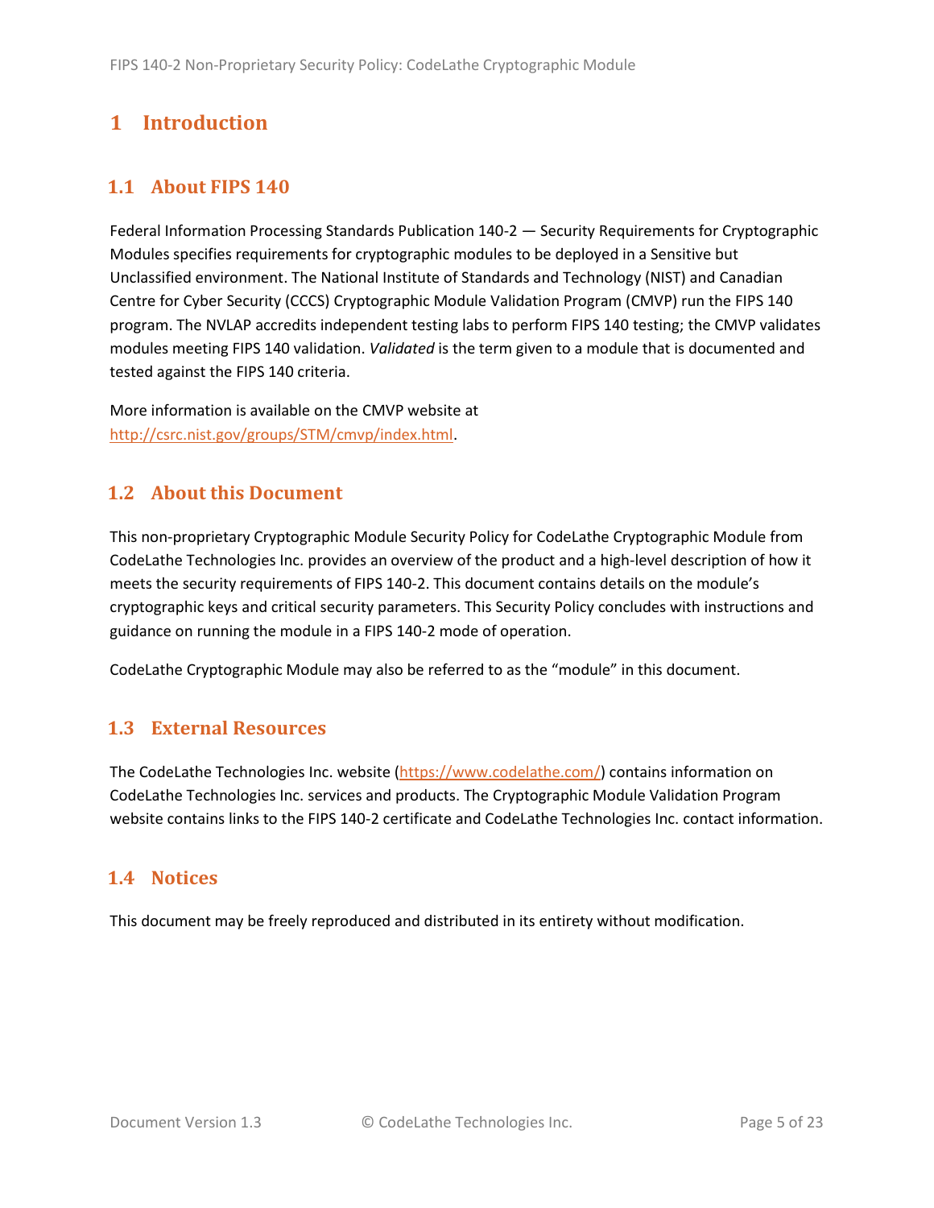# 1 Introduction

## 1.1 About FIPS 140

Federal Information Processing Standards Publication 140-2 — Security Requirements for Cryptographic Modules specifies requirements for cryptographic modules to be deployed in a Sensitive but Unclassified environment. The National Institute of Standards and Technology (NIST) and Canadian Centre for Cyber Security (CCCS) Cryptographic Module Validation Program (CMVP) run the FIPS 140 program. The NVLAP accredits independent testing labs to perform FIPS 140 testing; the CMVP validates modules meeting FIPS 140 validation. *Validated* is the term given to a module that is documented and tested against the FIPS 140 criteria.

More information is available on the CMVP website at http://csrc.nist.gov/groups/STM/cmvp/index.html.

## 1.2 About this Document

This non-proprietary Cryptographic Module Security Policy for CodeLathe Cryptographic Module from CodeLathe Technologies Inc. provides an overview of the product and a high-level description of how it meets the security requirements of FIPS 140-2. This document contains details on the module's cryptographic keys and critical security parameters. This Security Policy concludes with instructions and guidance on running the module in a FIPS 140-2 mode of operation.

CodeLathe Cryptographic Module may also be referred to as the "module" in this document.

## 1.3 External Resources

The CodeLathe Technologies Inc. website (https://www.codelathe.com/) contains information on CodeLathe Technologies Inc. services and products. The Cryptographic Module Validation Program website contains links to the FIPS 140-2 certificate and CodeLathe Technologies Inc. contact information.

## 1.4 Notices

This document may be freely reproduced and distributed in its entirety without modification.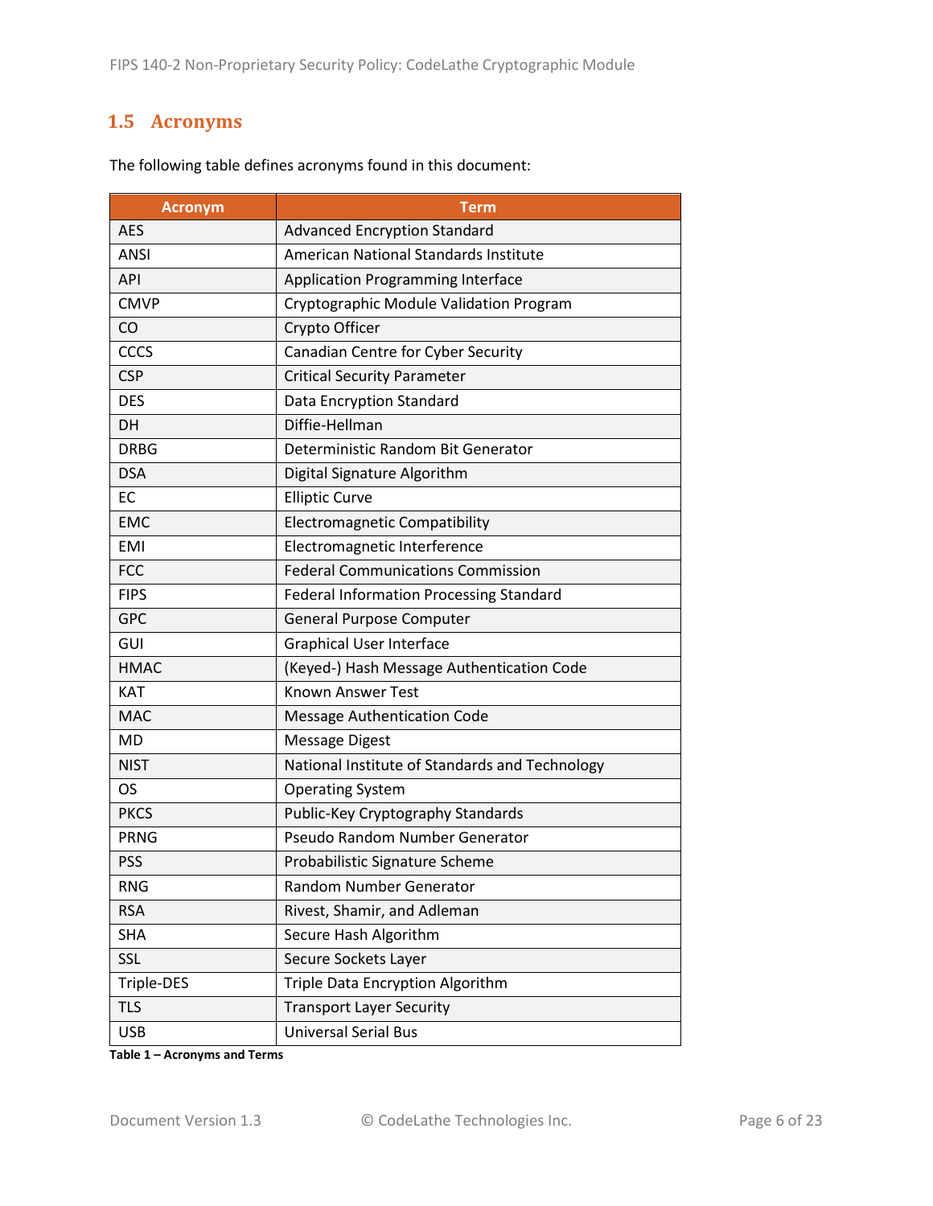## 1.5 Acronyms

The following table defines acronyms found in this document:

| Acronym | Term |
|---|---|
| AES | Advanced Encryption Standard |
| ANSI | American National Standards Institute |
| API | Application Programming Interface |
| CMVP | Cryptographic Module Validation Program |
| CO | Crypto Officer |
| CCCS | Canadian Centre for Cyber Security |
| CSP | Critical Security Parameter |
| DES | Data Encryption Standard |
| DH | Diffie-Hellman |
| DRBG | Deterministic Random Bit Generator |
| DSA | Digital Signature Algorithm |
| EC | Elliptic Curve |
| EMC | Electromagnetic Compatibility |
| EMI | Electromagnetic Interference |
| FCC | Federal Communications Commission |
| FIPS | Federal Information Processing Standard |
| GPC | General Purpose Computer |
| GUI | Graphical User Interface |
| HMAC | (Keyed-) Hash Message Authentication Code |
| KAT | Known Answer Test |
| MAC | Message Authentication Code |
| MD | Message Digest |
| NIST | National Institute of Standards and Technology |
| OS | Operating System |
| PKCS | Public-Key Cryptography Standards |
| PRNG | Pseudo Random Number Generator |
| PSS | Probabilistic Signature Scheme |
| RNG | Random Number Generator |
| RSA | Rivest, Shamir, and Adleman |
| SHA | Secure Hash Algorithm |
| SSL | Secure Sockets Layer |
| Triple-DES | Triple Data Encryption Algorithm |
| TLS | Transport Layer Security |
| USB | Universal Serial Bus |

**Table 1 – Acronyms and Terms**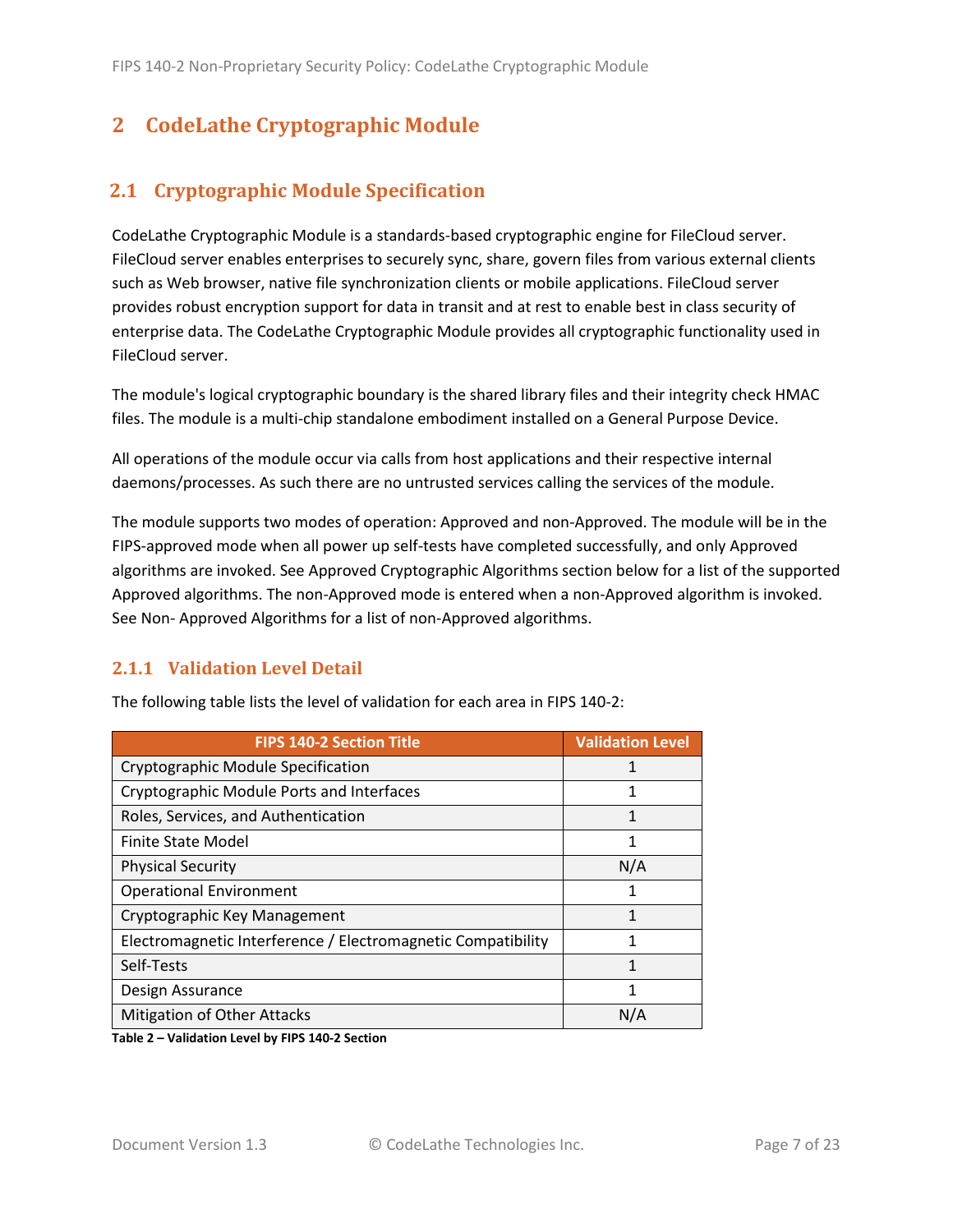# 2 CodeLathe Cryptographic Module

## 2.1 Cryptographic Module Specification

CodeLathe Cryptographic Module is a standards-based cryptographic engine for FileCloud server. FileCloud server enables enterprises to securely sync, share, govern files from various external clients such as Web browser, native file synchronization clients or mobile applications. FileCloud server provides robust encryption support for data in transit and at rest to enable best in class security of enterprise data. The CodeLathe Cryptographic Module provides all cryptographic functionality used in FileCloud server.

The module's logical cryptographic boundary is the shared library files and their integrity check HMAC files. The module is a multi-chip standalone embodiment installed on a General Purpose Device.

All operations of the module occur via calls from host applications and their respective internal daemons/processes. As such there are no untrusted services calling the services of the module.

The module supports two modes of operation: Approved and non-Approved. The module will be in the FIPS-approved mode when all power up self-tests have completed successfully, and only Approved algorithms are invoked. See Approved Cryptographic Algorithms section below for a list of the supported Approved algorithms. The non-Approved mode is entered when a non-Approved algorithm is invoked. See Non- Approved Algorithms for a list of non-Approved algorithms.

### 2.1.1 Validation Level Detail

The following table lists the level of validation for each area in FIPS 140-2:

| FIPS 140-2 Section Title | Validation Level |
|---|---|
| Cryptographic Module Specification | 1 |
| Cryptographic Module Ports and Interfaces | 1 |
| Roles, Services, and Authentication | 1 |
| Finite State Model | 1 |
| Physical Security | N/A |
| Operational Environment | 1 |
| Cryptographic Key Management | 1 |
| Electromagnetic Interference / Electromagnetic Compatibility | 1 |
| Self-Tests | 1 |
| Design Assurance | 1 |
| Mitigation of Other Attacks | N/A |

**Table 2 – Validation Level by FIPS 140-2 Section**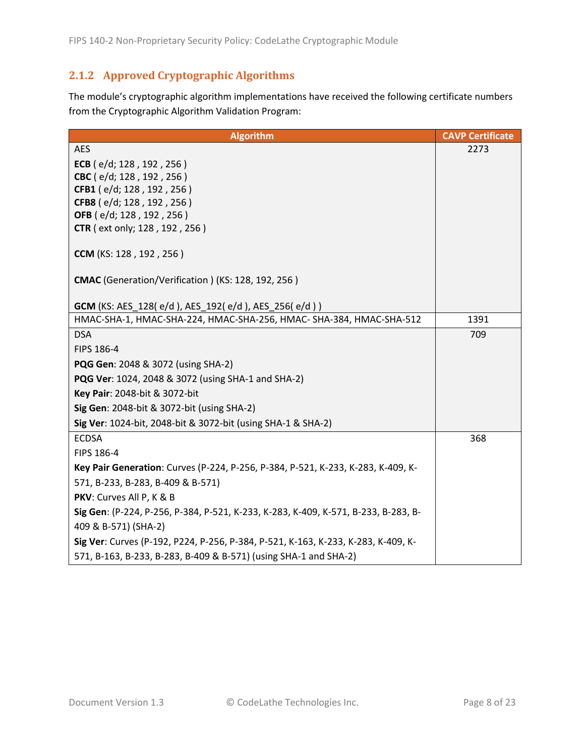### 2.1.2 Approved Cryptographic Algorithms

The module's cryptographic algorithm implementations have received the following certificate numbers from the Cryptographic Algorithm Validation Program:

| Algorithm | CAVP Certificate |
| --- | --- |
| AES<br>**ECB** ( e/d; 128 , 192 , 256 )<br>**CBC** ( e/d; 128 , 192 , 256 )<br>**CFB1** ( e/d; 128 , 192 , 256 )<br>**CFB8** ( e/d; 128 , 192 , 256 )<br>**OFB** ( e/d; 128 , 192 , 256 )<br>**CTR** ( ext only; 128 , 192 , 256 )<br><br>**CCM** (KS: 128 , 192 , 256 )<br><br>**CMAC** (Generation/Verification ) (KS: 128, 192, 256 )<br><br>**GCM** (KS: AES_128( e/d ), AES_192( e/d ), AES_256( e/d ) ) | 2273 |
| HMAC-SHA-1, HMAC-SHA-224, HMAC-SHA-256, HMAC- SHA-384, HMAC-SHA-512 | 1391 |
| DSA<br>FIPS 186-4<br>**PQG Gen**: 2048 & 3072 (using SHA-2)<br>**PQG Ver**: 1024, 2048 & 3072 (using SHA-1 and SHA-2)<br>**Key Pair**: 2048-bit & 3072-bit<br>**Sig Gen**: 2048-bit & 3072-bit (using SHA-2)<br>**Sig Ver**: 1024-bit, 2048-bit & 3072-bit (using SHA-1 & SHA-2) | 709 |
| ECDSA<br>FIPS 186-4<br>**Key Pair Generation**: Curves (P-224, P-256, P-384, P-521, K-233, K-283, K-409, K-571, B-233, B-283, B-409 & B-571)<br>**PKV**: Curves All P, K & B<br>**Sig Gen**: (P-224, P-256, P-384, P-521, K-233, K-283, K-409, K-571, B-233, B-283, B-409 & B-571) (SHA-2)<br>**Sig Ver**: Curves (P-192, P224, P-256, P-384, P-521, K-163, K-233, K-283, K-409, K-571, B-163, B-233, B-283, B-409 & B-571) (using SHA-1 and SHA-2) | 368 |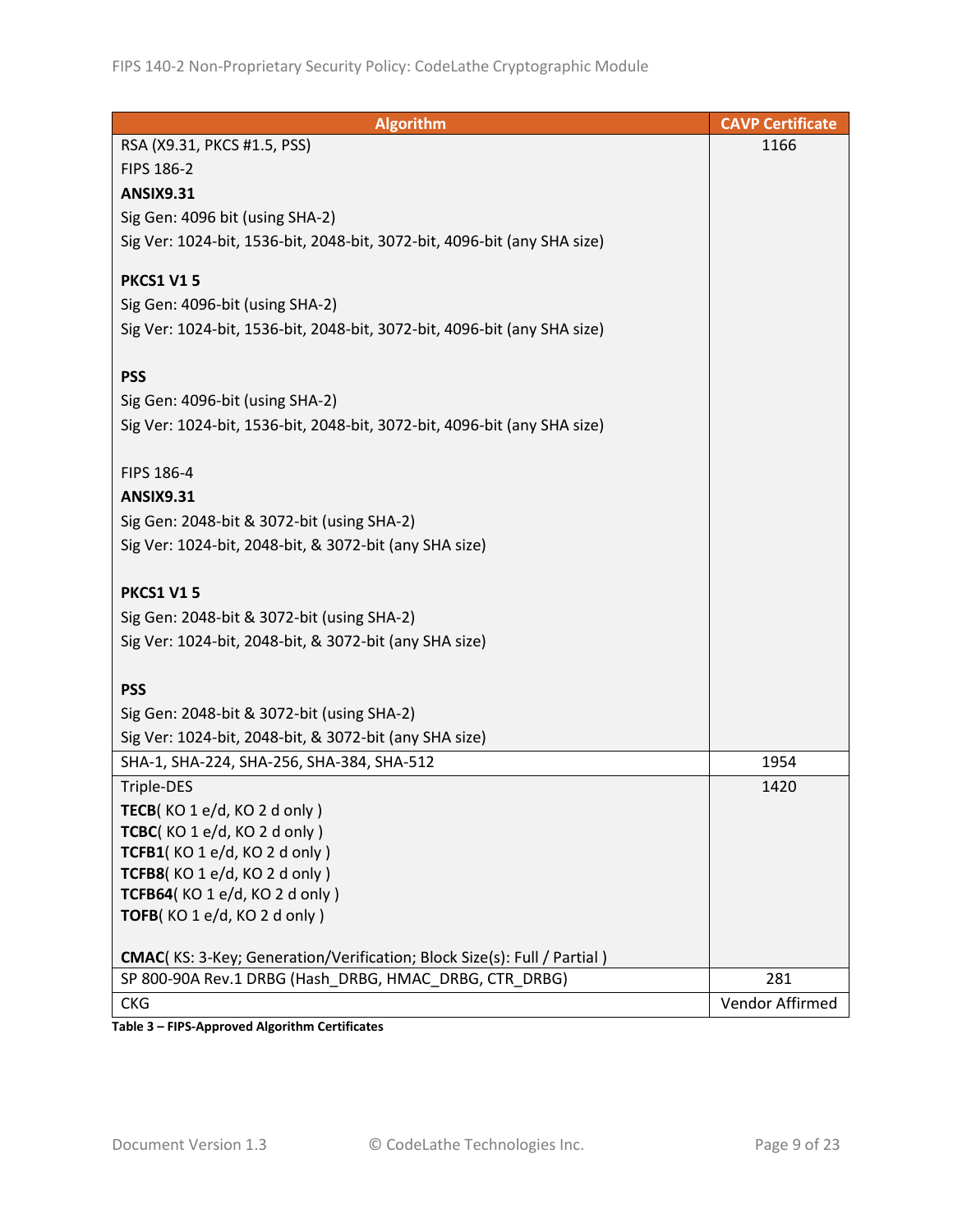| Algorithm | CAVP Certificate |
|---|---|
| RSA (X9.31, PKCS #1.5, PSS)<br>FIPS 186-2<br>**ANSIX9.31**<br>Sig Gen: 4096 bit (using SHA-2)<br>Sig Ver: 1024-bit, 1536-bit, 2048-bit, 3072-bit, 4096-bit (any SHA size)<br><br>**PKCS1 V1 5**<br>Sig Gen: 4096-bit (using SHA-2)<br>Sig Ver: 1024-bit, 1536-bit, 2048-bit, 3072-bit, 4096-bit (any SHA size)<br><br>**PSS**<br>Sig Gen: 4096-bit (using SHA-2)<br>Sig Ver: 1024-bit, 1536-bit, 2048-bit, 3072-bit, 4096-bit (any SHA size)<br><br>FIPS 186-4<br>**ANSIX9.31**<br>Sig Gen: 2048-bit & 3072-bit (using SHA-2)<br>Sig Ver: 1024-bit, 2048-bit, & 3072-bit (any SHA size)<br><br>**PKCS1 V1 5**<br>Sig Gen: 2048-bit & 3072-bit (using SHA-2)<br>Sig Ver: 1024-bit, 2048-bit, & 3072-bit (any SHA size)<br><br>**PSS**<br>Sig Gen: 2048-bit & 3072-bit (using SHA-2)<br>Sig Ver: 1024-bit, 2048-bit, & 3072-bit (any SHA size) | 1166 |
| SHA-1, SHA-224, SHA-256, SHA-384, SHA-512 | 1954 |
| Triple-DES<br>**TECB**( KO 1 e/d, KO 2 d only )<br>**TCBC**( KO 1 e/d, KO 2 d only )<br>**TCFB1**( KO 1 e/d, KO 2 d only )<br>**TCFB8**( KO 1 e/d, KO 2 d only )<br>**TCFB64**( KO 1 e/d, KO 2 d only )<br>**TOFB**( KO 1 e/d, KO 2 d only )<br><br>**CMAC**( KS: 3-Key; Generation/Verification; Block Size(s): Full / Partial ) | 1420 |
| SP 800-90A Rev.1 DRBG (Hash_DRBG, HMAC_DRBG, CTR_DRBG) | 281 |
| CKG | Vendor Affirmed |

**Table 3 – FIPS-Approved Algorithm Certificates**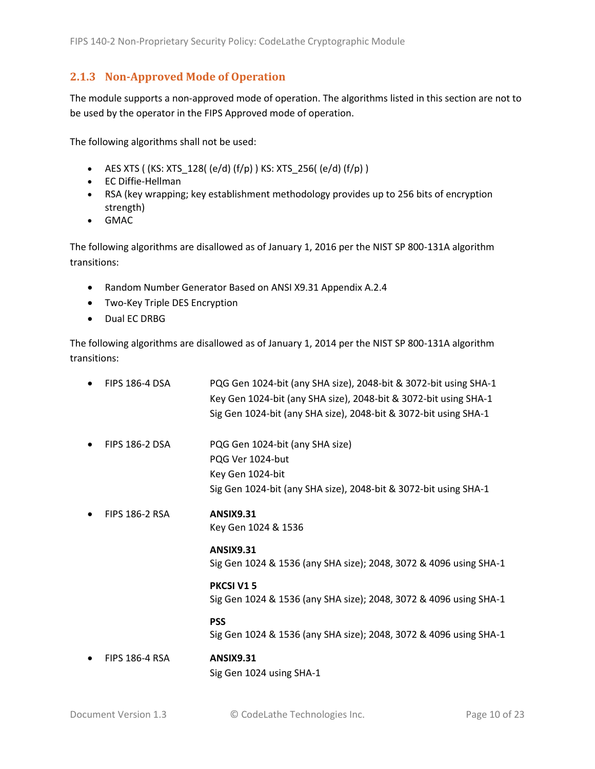### 2.1.3 Non-Approved Mode of Operation

The module supports a non-approved mode of operation. The algorithms listed in this section are not to be used by the operator in the FIPS Approved mode of operation.

The following algorithms shall not be used:

- AES XTS ( (KS: XTS_128( (e/d) (f/p) ) KS: XTS_256( (e/d) (f/p) )
- EC Diffie-Hellman
- RSA (key wrapping; key establishment methodology provides up to 256 bits of encryption strength)
- GMAC

The following algorithms are disallowed as of January 1, 2016 per the NIST SP 800-131A algorithm transitions:

- Random Number Generator Based on ANSI X9.31 Appendix A.2.4
- Two-Key Triple DES Encryption
- Dual EC DRBG

The following algorithms are disallowed as of January 1, 2014 per the NIST SP 800-131A algorithm transitions:

- FIPS 186-4 DSA
  - PQG Gen 1024-bit (any SHA size), 2048-bit & 3072-bit using SHA-1
  - Key Gen 1024-bit (any SHA size), 2048-bit & 3072-bit using SHA-1
  - Sig Gen 1024-bit (any SHA size), 2048-bit & 3072-bit using SHA-1
- FIPS 186-2 DSA
  - PQG Gen 1024-bit (any SHA size)
  - PQG Ver 1024-but
  - Key Gen 1024-bit
  - Sig Gen 1024-bit (any SHA size), 2048-bit & 3072-bit using SHA-1
- FIPS 186-2 RSA
  - **ANSIX9.31**
    Key Gen 1024 & 1536
  - **ANSIX9.31**
    Sig Gen 1024 & 1536 (any SHA size); 2048, 3072 & 4096 using SHA-1
  - **PKCSI V1 5**
    Sig Gen 1024 & 1536 (any SHA size); 2048, 3072 & 4096 using SHA-1
  - **PSS**
    Sig Gen 1024 & 1536 (any SHA size); 2048, 3072 & 4096 using SHA-1
- FIPS 186-4 RSA
  - **ANSIX9.31**
    Sig Gen 1024 using SHA-1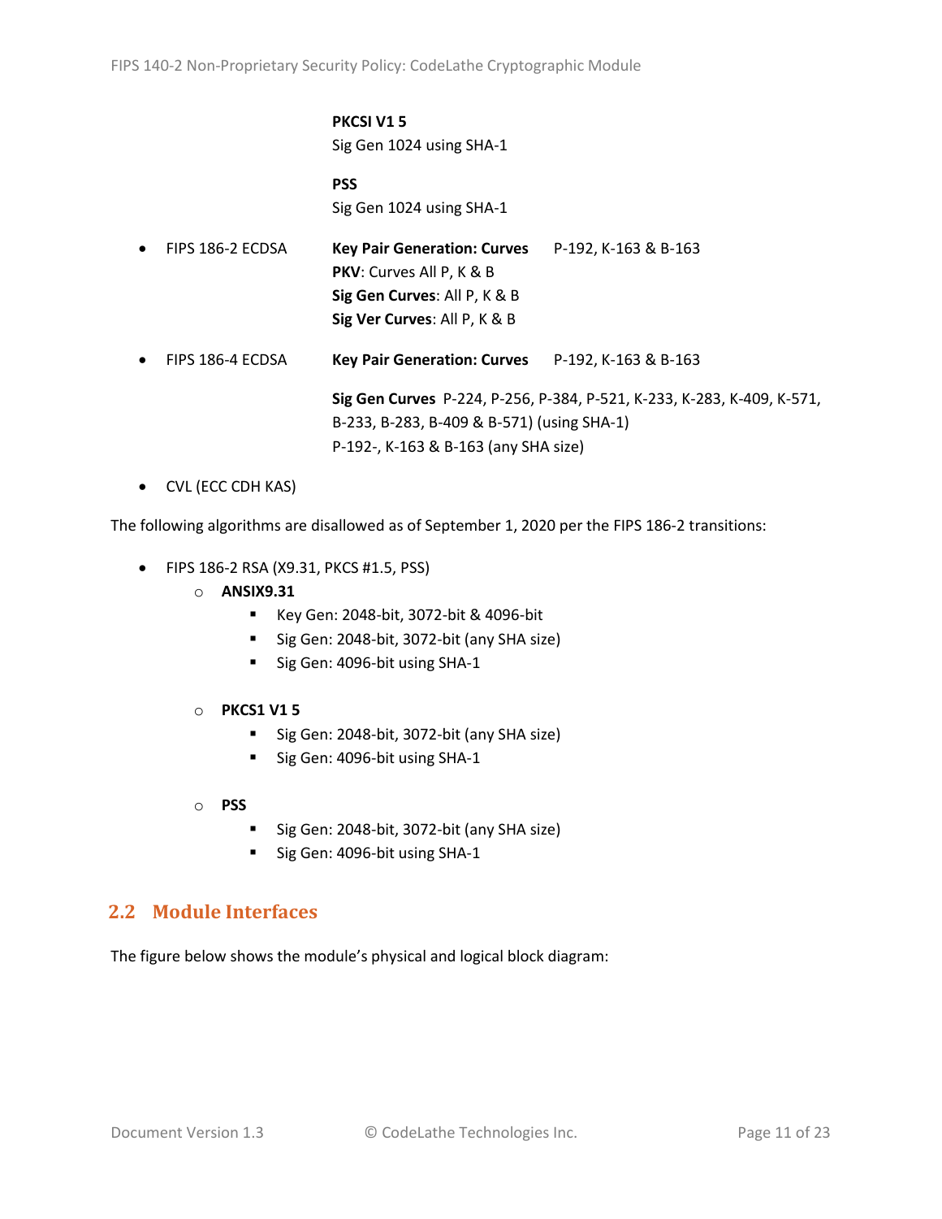**PKCSI V1 5**
Sig Gen 1024 using SHA-1

**PSS**
Sig Gen 1024 using SHA-1

- FIPS 186-2 ECDSA — **Key Pair Generation: Curves** P-192, K-163 & B-163
  **PKV**: Curves All P, K & B
  **Sig Gen Curves**: All P, K & B
  **Sig Ver Curves**: All P, K & B
- FIPS 186-4 ECDSA — **Key Pair Generation: Curves** P-192, K-163 & B-163

  **Sig Gen Curves** P-224, P-256, P-384, P-521, K-233, K-283, K-409, K-571, B-233, B-283, B-409 & B-571) (using SHA-1)
  P-192-, K-163 & B-163 (any SHA size)

- CVL (ECC CDH KAS)

The following algorithms are disallowed as of September 1, 2020 per the FIPS 186-2 transitions:

- FIPS 186-2 RSA (X9.31, PKCS #1.5, PSS)
  - **ANSIX9.31**
    - Key Gen: 2048-bit, 3072-bit & 4096-bit
    - Sig Gen: 2048-bit, 3072-bit (any SHA size)
    - Sig Gen: 4096-bit using SHA-1
  - **PKCS1 V1 5**
    - Sig Gen: 2048-bit, 3072-bit (any SHA size)
    - Sig Gen: 4096-bit using SHA-1
  - **PSS**
    - Sig Gen: 2048-bit, 3072-bit (any SHA size)
    - Sig Gen: 4096-bit using SHA-1

## 2.2 Module Interfaces

The figure below shows the module's physical and logical block diagram: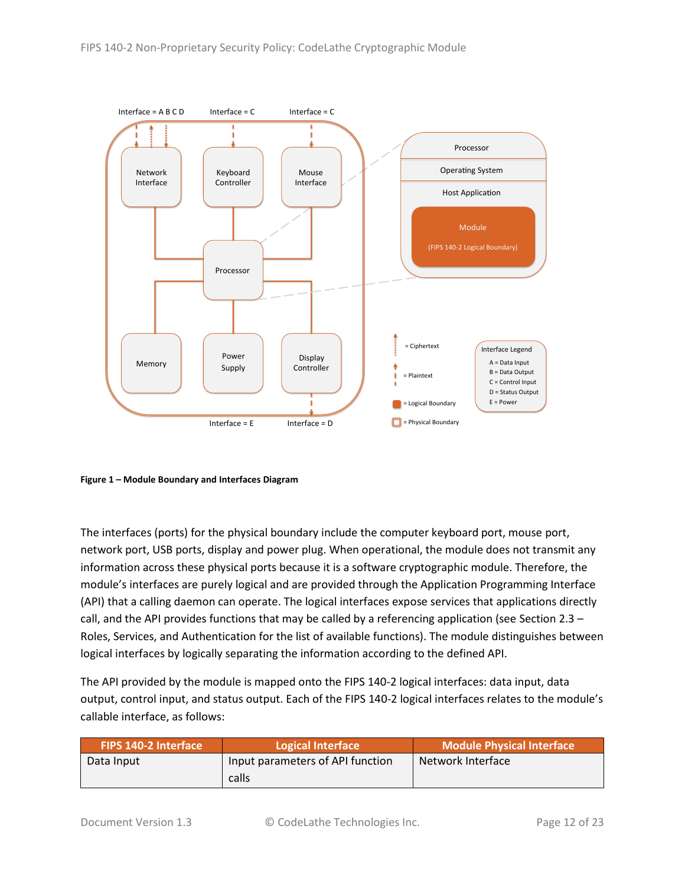Interface = A B C D &nbsp;&nbsp; Interface = C &nbsp;&nbsp; Interface = C

Network Interface &nbsp;&nbsp; Keyboard Controller &nbsp;&nbsp; Mouse Interface

Processor

Memory &nbsp;&nbsp; Power Supply &nbsp;&nbsp; Display Controller

Interface = E &nbsp;&nbsp; Interface = D

Processor

Operating System

Host Application

Module

(FIPS 140-2 Logical Boundary)

= Ciphertext

= Plaintext

= Logical Boundary

= Physical Boundary

Interface Legend

A = Data Input
B = Data Output
C = Control Input
D = Status Output
E = Power

**Figure 1 – Module Boundary and Interfaces Diagram**

The interfaces (ports) for the physical boundary include the computer keyboard port, mouse port, network port, USB ports, display and power plug. When operational, the module does not transmit any information across these physical ports because it is a software cryptographic module. Therefore, the module's interfaces are purely logical and are provided through the Application Programming Interface (API) that a calling daemon can operate. The logical interfaces expose services that applications directly call, and the API provides functions that may be called by a referencing application (see Section 2.3 – Roles, Services, and Authentication for the list of available functions). The module distinguishes between logical interfaces by logically separating the information according to the defined API.

The API provided by the module is mapped onto the FIPS 140-2 logical interfaces: data input, data output, control input, and status output. Each of the FIPS 140-2 logical interfaces relates to the module's callable interface, as follows:

| FIPS 140-2 Interface | Logical Interface | Module Physical Interface |
|---|---|---|
| Data Input | Input parameters of API function calls | Network Interface |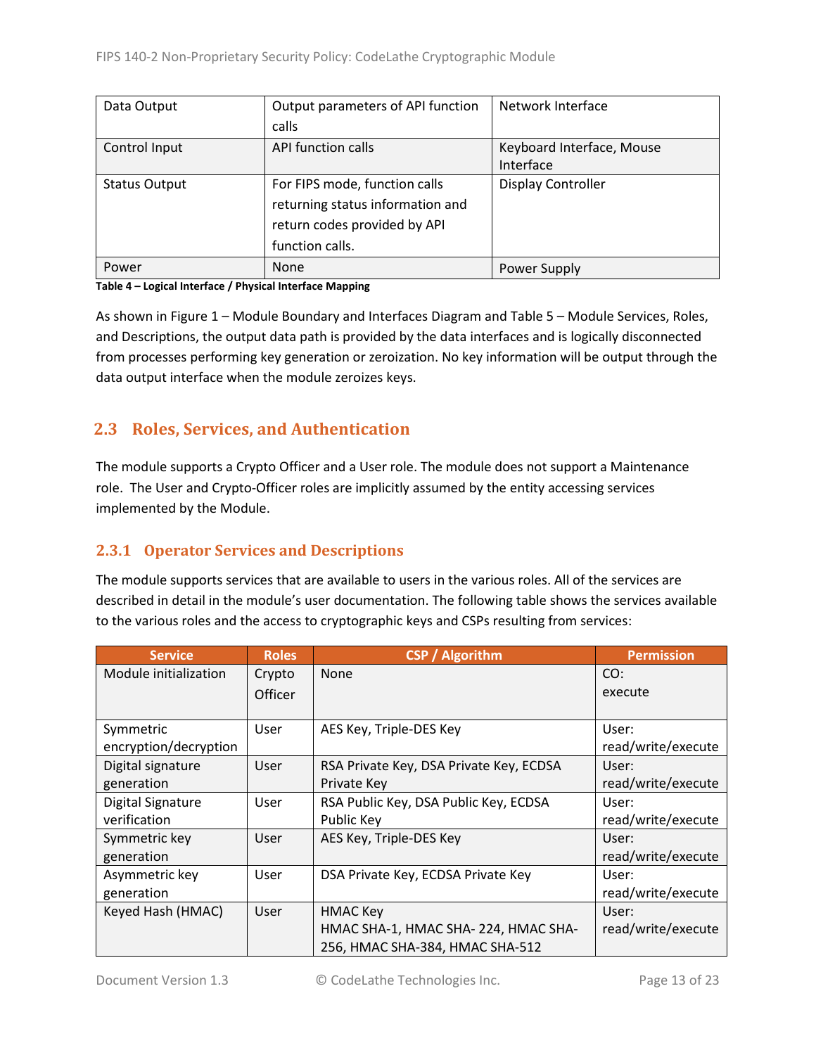| Data Output | Output parameters of API function calls | Network Interface |
|---|---|---|
| Control Input | API function calls | Keyboard Interface, Mouse Interface |
| Status Output | For FIPS mode, function calls returning status information and return codes provided by API function calls. | Display Controller |
| Power | None | Power Supply |

**Table 4 – Logical Interface / Physical Interface Mapping**

As shown in Figure 1 – Module Boundary and Interfaces Diagram and Table 5 – Module Services, Roles, and Descriptions, the output data path is provided by the data interfaces and is logically disconnected from processes performing key generation or zeroization. No key information will be output through the data output interface when the module zeroizes keys.

## 2.3 Roles, Services, and Authentication

The module supports a Crypto Officer and a User role. The module does not support a Maintenance role. The User and Crypto-Officer roles are implicitly assumed by the entity accessing services implemented by the Module.

### 2.3.1 Operator Services and Descriptions

The module supports services that are available to users in the various roles. All of the services are described in detail in the module's user documentation. The following table shows the services available to the various roles and the access to cryptographic keys and CSPs resulting from services:

| Service | Roles | CSP / Algorithm | Permission |
|---|---|---|---|
| Module initialization | Crypto Officer | None | CO: execute |
| Symmetric encryption/decryption | User | AES Key, Triple-DES Key | User: read/write/execute |
| Digital signature generation | User | RSA Private Key, DSA Private Key, ECDSA Private Key | User: read/write/execute |
| Digital Signature verification | User | RSA Public Key, DSA Public Key, ECDSA Public Key | User: read/write/execute |
| Symmetric key generation | User | AES Key, Triple-DES Key | User: read/write/execute |
| Asymmetric key generation | User | DSA Private Key, ECDSA Private Key | User: read/write/execute |
| Keyed Hash (HMAC) | User | HMAC Key<br>HMAC SHA-1, HMAC SHA- 224, HMAC SHA-256, HMAC SHA-384, HMAC SHA-512 | User: read/write/execute |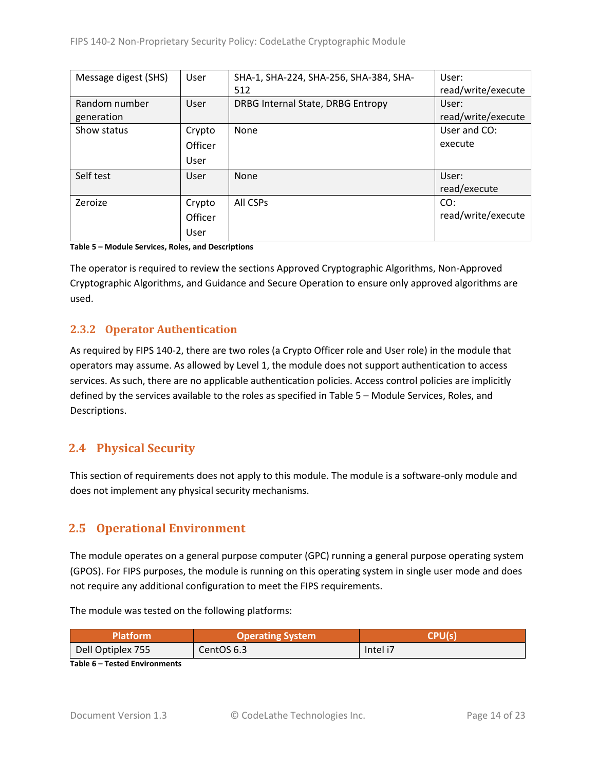| | | | |
|---|---|---|---|
| Message digest (SHS) | User | SHA-1, SHA-224, SHA-256, SHA-384, SHA-512 | User: read/write/execute |
| Random number generation | User | DRBG Internal State, DRBG Entropy | User: read/write/execute |
| Show status | Crypto Officer User | None | User and CO: execute |
| Self test | User | None | User: read/execute |
| Zeroize | Crypto Officer User | All CSPs | CO: read/write/execute |

**Table 5 – Module Services, Roles, and Descriptions**

The operator is required to review the sections Approved Cryptographic Algorithms, Non-Approved Cryptographic Algorithms, and Guidance and Secure Operation to ensure only approved algorithms are used.

### 2.3.2 Operator Authentication

As required by FIPS 140-2, there are two roles (a Crypto Officer role and User role) in the module that operators may assume. As allowed by Level 1, the module does not support authentication to access services. As such, there are no applicable authentication policies. Access control policies are implicitly defined by the services available to the roles as specified in Table 5 – Module Services, Roles, and Descriptions.

## 2.4 Physical Security

This section of requirements does not apply to this module. The module is a software-only module and does not implement any physical security mechanisms.

## 2.5 Operational Environment

The module operates on a general purpose computer (GPC) running a general purpose operating system (GPOS). For FIPS purposes, the module is running on this operating system in single user mode and does not require any additional configuration to meet the FIPS requirements.

The module was tested on the following platforms:

| Platform | Operating System | CPU(s) |
|---|---|---|
| Dell Optiplex 755 | CentOS 6.3 | Intel i7 |

**Table 6 – Tested Environments**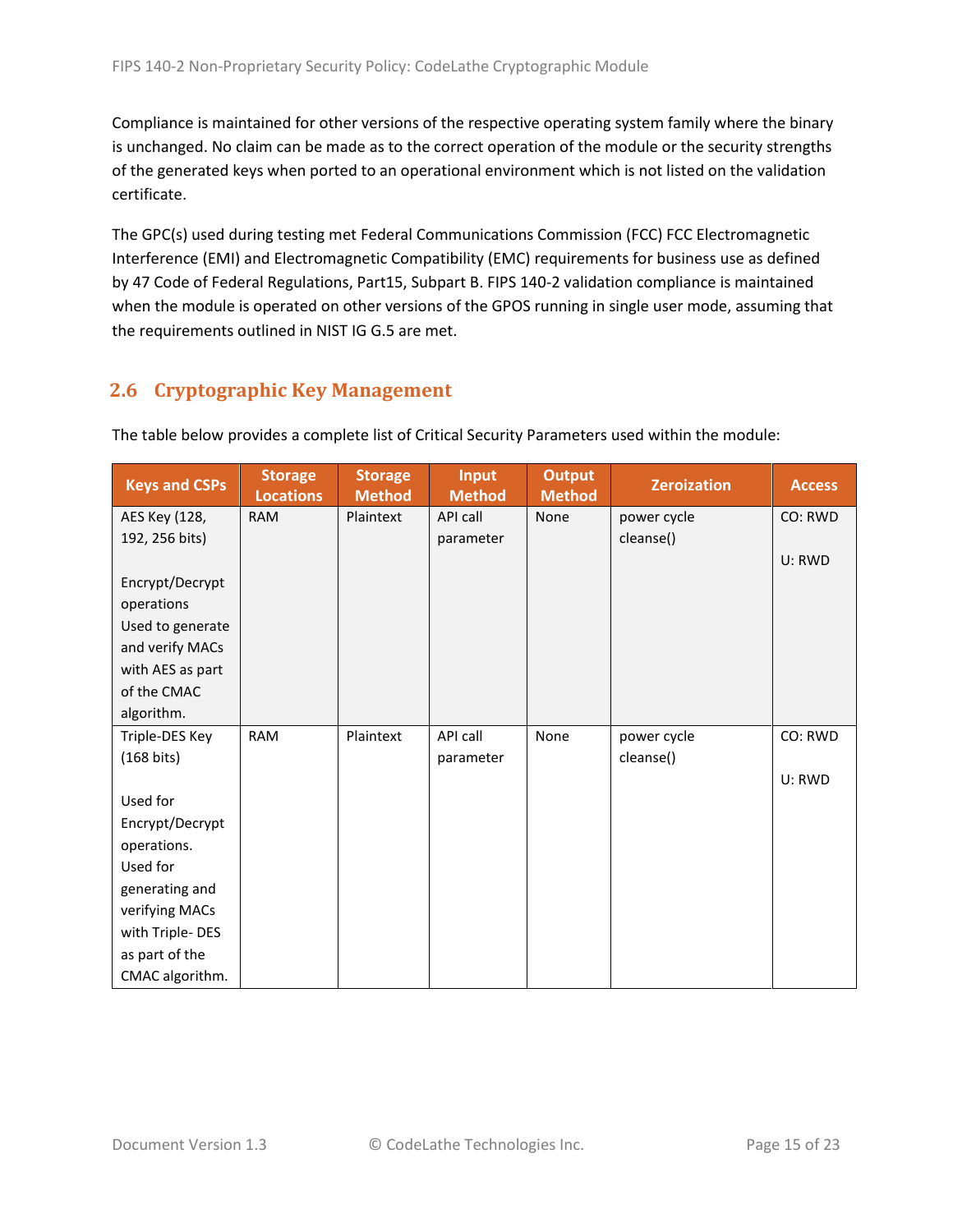Compliance is maintained for other versions of the respective operating system family where the binary is unchanged. No claim can be made as to the correct operation of the module or the security strengths of the generated keys when ported to an operational environment which is not listed on the validation certificate.

The GPC(s) used during testing met Federal Communications Commission (FCC) FCC Electromagnetic Interference (EMI) and Electromagnetic Compatibility (EMC) requirements for business use as defined by 47 Code of Federal Regulations, Part15, Subpart B. FIPS 140-2 validation compliance is maintained when the module is operated on other versions of the GPOS running in single user mode, assuming that the requirements outlined in NIST IG G.5 are met.

## 2.6 Cryptographic Key Management

The table below provides a complete list of Critical Security Parameters used within the module:

| Keys and CSPs | Storage Locations | Storage Method | Input Method | Output Method | Zeroization | Access |
|---|---|---|---|---|---|---|
| AES Key (128, 192, 256 bits)<br><br>Encrypt/Decrypt operations<br>Used to generate and verify MACs with AES as part of the CMAC algorithm. | RAM | Plaintext | API call parameter | None | power cycle<br>cleanse() | CO: RWD<br><br>U: RWD |
| Triple-DES Key (168 bits)<br><br>Used for Encrypt/Decrypt operations.<br>Used for generating and verifying MACs with Triple- DES as part of the CMAC algorithm. | RAM | Plaintext | API call parameter | None | power cycle<br>cleanse() | CO: RWD<br><br>U: RWD |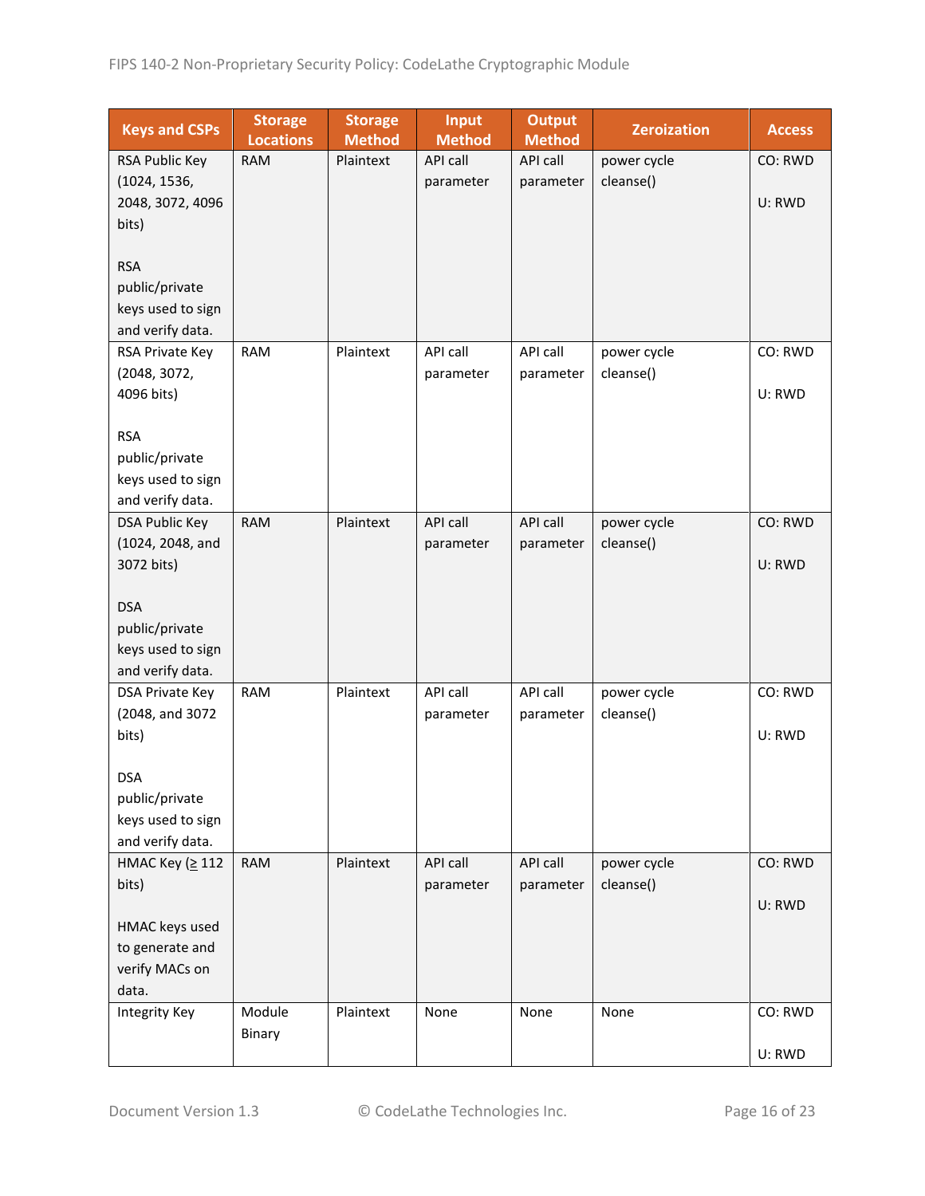| Keys and CSPs | Storage Locations | Storage Method | Input Method | Output Method | Zeroization | Access |
|---|---|---|---|---|---|---|
| RSA Public Key (1024, 1536, 2048, 3072, 4096 bits)<br><br>RSA public/private keys used to sign and verify data. | RAM | Plaintext | API call parameter | API call parameter | power cycle cleanse() | CO: RWD<br><br>U: RWD |
| RSA Private Key (2048, 3072, 4096 bits)<br><br>RSA public/private keys used to sign and verify data. | RAM | Plaintext | API call parameter | API call parameter | power cycle cleanse() | CO: RWD<br><br>U: RWD |
| DSA Public Key (1024, 2048, and 3072 bits)<br><br>DSA public/private keys used to sign and verify data. | RAM | Plaintext | API call parameter | API call parameter | power cycle cleanse() | CO: RWD<br><br>U: RWD |
| DSA Private Key (2048, and 3072 bits)<br><br>DSA public/private keys used to sign and verify data. | RAM | Plaintext | API call parameter | API call parameter | power cycle cleanse() | CO: RWD<br><br>U: RWD |
| HMAC Key (≥ 112 bits)<br><br>HMAC keys used to generate and verify MACs on data. | RAM | Plaintext | API call parameter | API call parameter | power cycle cleanse() | CO: RWD<br><br>U: RWD |
| Integrity Key | Module Binary | Plaintext | None | None | None | CO: RWD<br><br>U: RWD |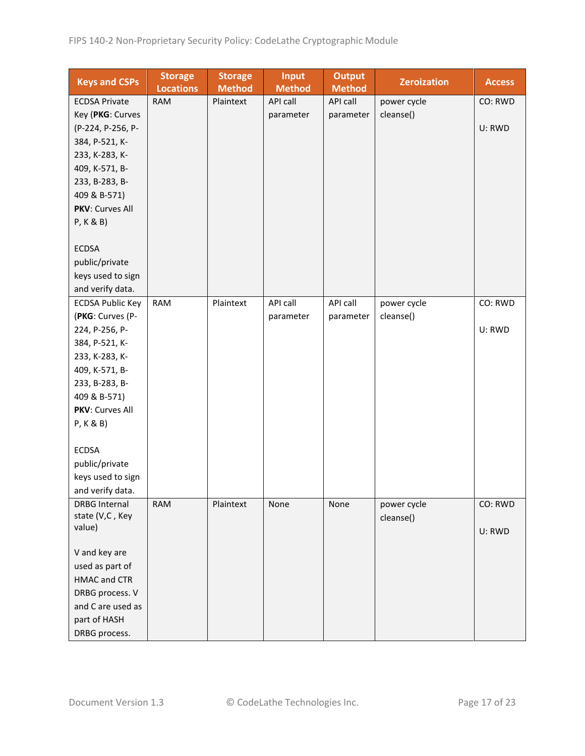| Keys and CSPs | Storage Locations | Storage Method | Input Method | Output Method | Zeroization | Access |
|---|---|---|---|---|---|---|
| ECDSA Private Key (**PKG**: Curves (P-224, P-256, P-384, P-521, K-233, K-283, K-409, K-571, B-233, B-283, B-409 & B-571) **PKV**: Curves All P, K & B)<br><br>ECDSA public/private keys used to sign and verify data. | RAM | Plaintext | API call parameter | API call parameter | power cycle cleanse() | CO: RWD<br><br>U: RWD |
| ECDSA Public Key (**PKG**: Curves (P-224, P-256, P-384, P-521, K-233, K-283, K-409, K-571, B-233, B-283, B-409 & B-571) **PKV**: Curves All P, K & B)<br><br>ECDSA public/private keys used to sign and verify data. | RAM | Plaintext | API call parameter | API call parameter | power cycle cleanse() | CO: RWD<br><br>U: RWD |
| DRBG Internal state (V,C , Key value)<br><br>V and key are used as part of HMAC and CTR DRBG process. V and C are used as part of HASH DRBG process. | RAM | Plaintext | None | None | power cycle cleanse() | CO: RWD<br><br>U: RWD |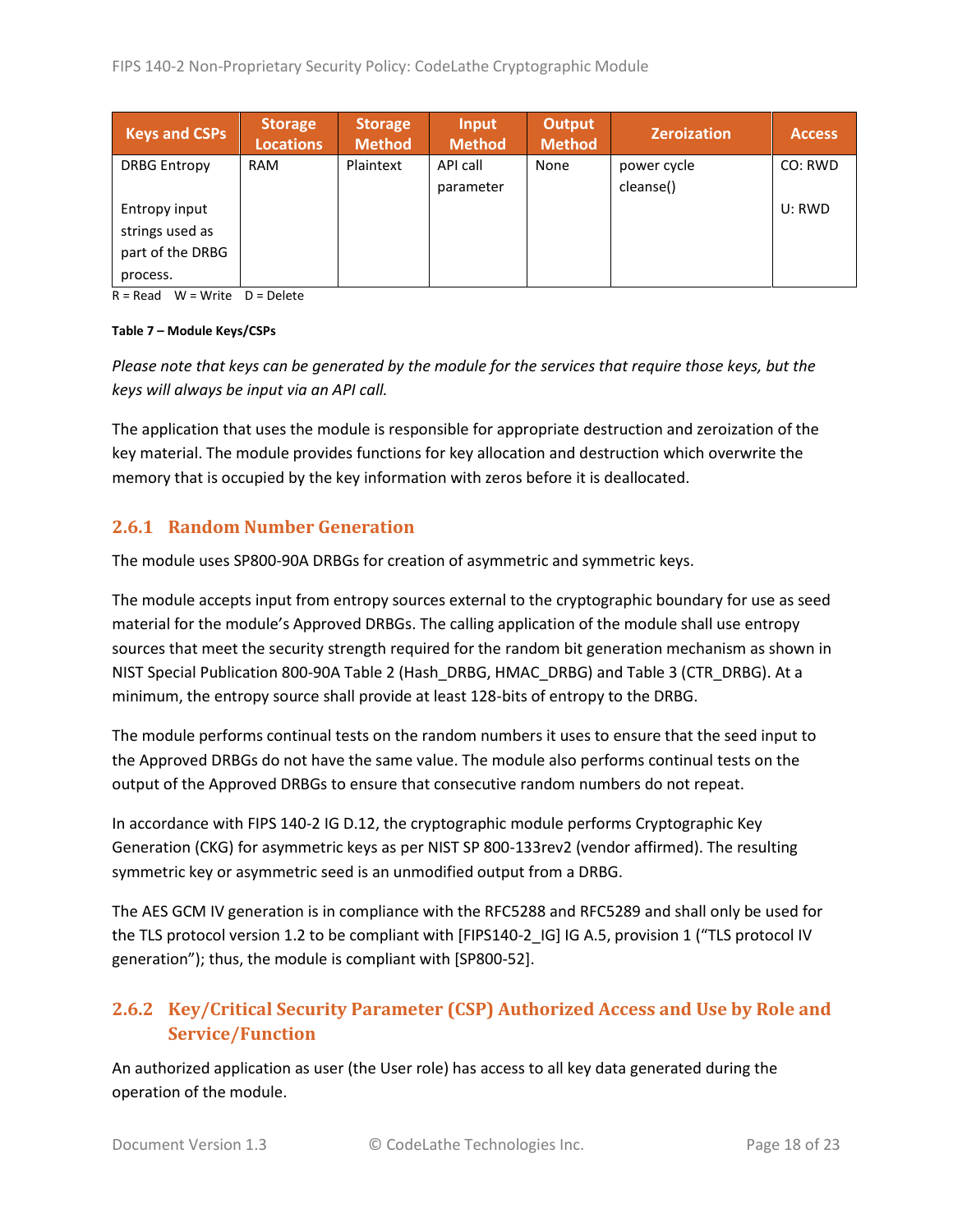| Keys and CSPs | Storage Locations | Storage Method | Input Method | Output Method | Zeroization | Access |
|---|---|---|---|---|---|---|
| DRBG Entropy<br><br>Entropy input strings used as part of the DRBG process. | RAM | Plaintext | API call parameter | None | power cycle cleanse() | CO: RWD<br><br>U: RWD |

R = Read W = Write D = Delete

**Table 7 – Module Keys/CSPs**

*Please note that keys can be generated by the module for the services that require those keys, but the keys will always be input via an API call.*

The application that uses the module is responsible for appropriate destruction and zeroization of the key material. The module provides functions for key allocation and destruction which overwrite the memory that is occupied by the key information with zeros before it is deallocated.

### 2.6.1 Random Number Generation

The module uses SP800-90A DRBGs for creation of asymmetric and symmetric keys.

The module accepts input from entropy sources external to the cryptographic boundary for use as seed material for the module's Approved DRBGs. The calling application of the module shall use entropy sources that meet the security strength required for the random bit generation mechanism as shown in NIST Special Publication 800-90A Table 2 (Hash_DRBG, HMAC_DRBG) and Table 3 (CTR_DRBG). At a minimum, the entropy source shall provide at least 128-bits of entropy to the DRBG.

The module performs continual tests on the random numbers it uses to ensure that the seed input to the Approved DRBGs do not have the same value. The module also performs continual tests on the output of the Approved DRBGs to ensure that consecutive random numbers do not repeat.

In accordance with FIPS 140-2 IG D.12, the cryptographic module performs Cryptographic Key Generation (CKG) for asymmetric keys as per NIST SP 800-133rev2 (vendor affirmed). The resulting symmetric key or asymmetric seed is an unmodified output from a DRBG.

The AES GCM IV generation is in compliance with the RFC5288 and RFC5289 and shall only be used for the TLS protocol version 1.2 to be compliant with [FIPS140-2_IG] IG A.5, provision 1 ("TLS protocol IV generation"); thus, the module is compliant with [SP800-52].

### 2.6.2 Key/Critical Security Parameter (CSP) Authorized Access and Use by Role and Service/Function

An authorized application as user (the User role) has access to all key data generated during the operation of the module.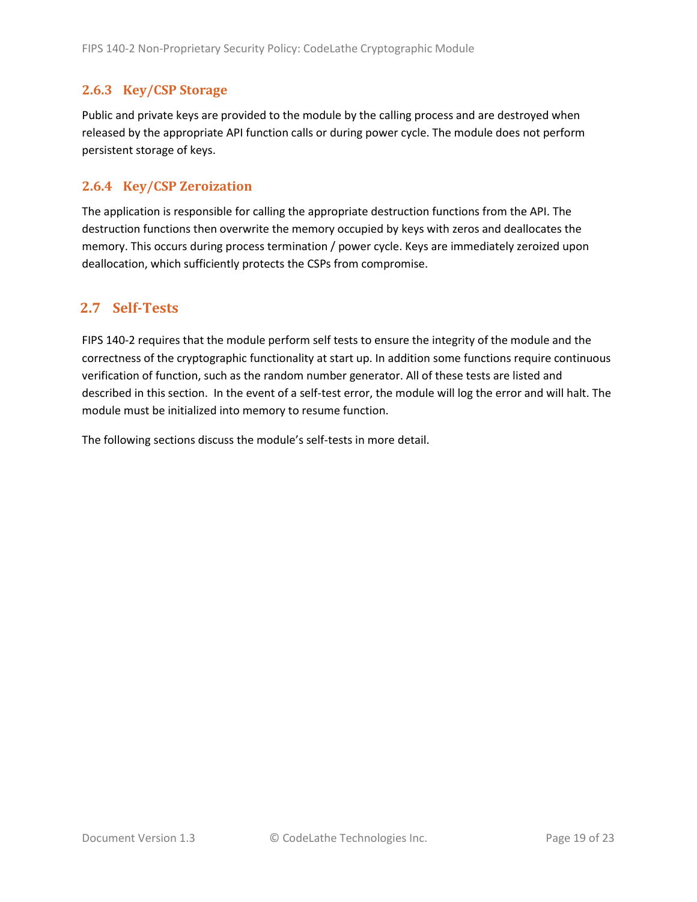### 2.6.3 Key/CSP Storage

Public and private keys are provided to the module by the calling process and are destroyed when released by the appropriate API function calls or during power cycle. The module does not perform persistent storage of keys.

### 2.6.4 Key/CSP Zeroization

The application is responsible for calling the appropriate destruction functions from the API. The destruction functions then overwrite the memory occupied by keys with zeros and deallocates the memory. This occurs during process termination / power cycle. Keys are immediately zeroized upon deallocation, which sufficiently protects the CSPs from compromise.

## 2.7 Self-Tests

FIPS 140-2 requires that the module perform self tests to ensure the integrity of the module and the correctness of the cryptographic functionality at start up. In addition some functions require continuous verification of function, such as the random number generator. All of these tests are listed and described in this section. In the event of a self-test error, the module will log the error and will halt. The module must be initialized into memory to resume function.

The following sections discuss the module's self-tests in more detail.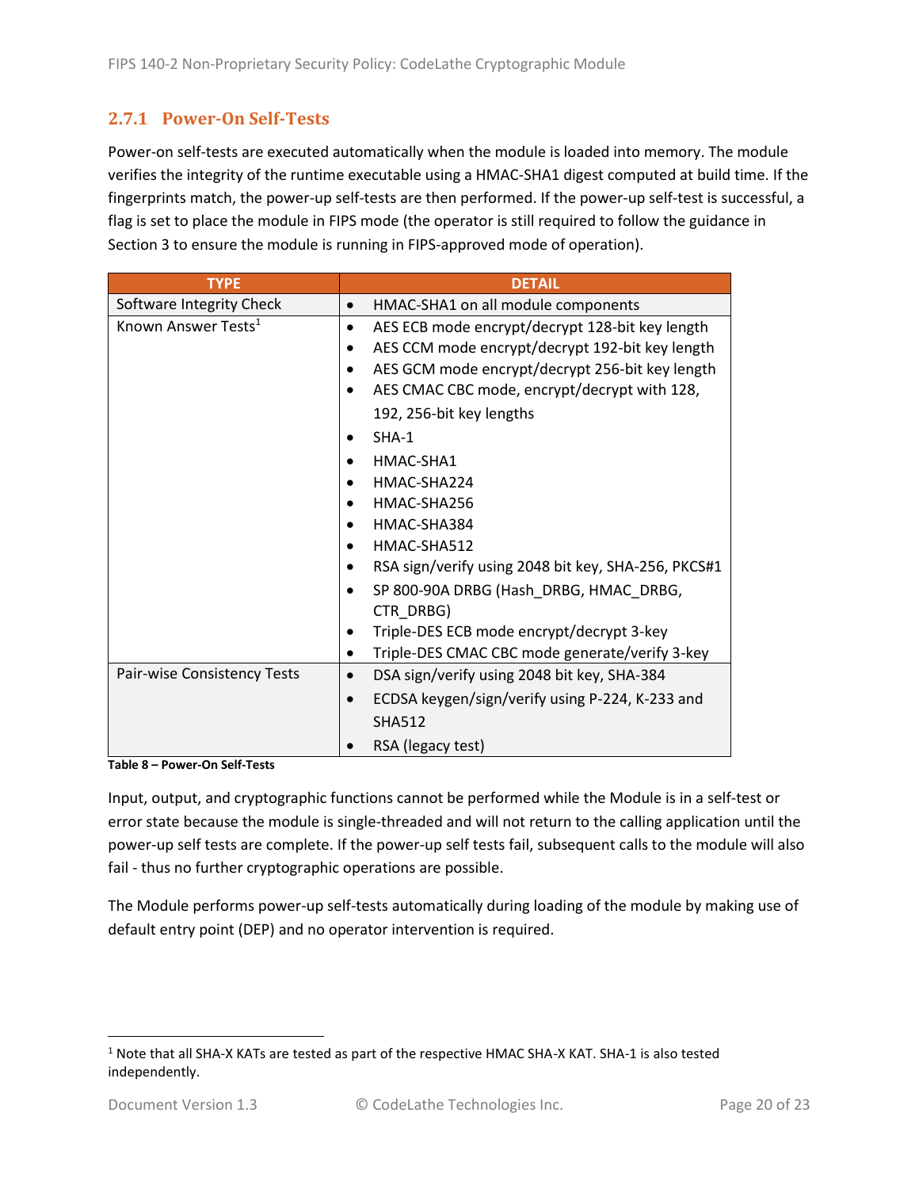### 2.7.1 Power-On Self-Tests

Power-on self-tests are executed automatically when the module is loaded into memory. The module verifies the integrity of the runtime executable using a HMAC-SHA1 digest computed at build time. If the fingerprints match, the power-up self-tests are then performed. If the power-up self-test is successful, a flag is set to place the module in FIPS mode (the operator is still required to follow the guidance in Section 3 to ensure the module is running in FIPS-approved mode of operation).

| TYPE | DETAIL |
|---|---|
| Software Integrity Check | • HMAC-SHA1 on all module components |
| Known Answer Tests[1] | • AES ECB mode encrypt/decrypt 128-bit key length<br>• AES CCM mode encrypt/decrypt 192-bit key length<br>• AES GCM mode encrypt/decrypt 256-bit key length<br>• AES CMAC CBC mode, encrypt/decrypt with 128, 192, 256-bit key lengths<br>• SHA-1<br>• HMAC-SHA1<br>• HMAC-SHA224<br>• HMAC-SHA256<br>• HMAC-SHA384<br>• HMAC-SHA512<br>• RSA sign/verify using 2048 bit key, SHA-256, PKCS#1<br>• SP 800-90A DRBG (Hash_DRBG, HMAC_DRBG, CTR_DRBG)<br>• Triple-DES ECB mode encrypt/decrypt 3-key<br>• Triple-DES CMAC CBC mode generate/verify 3-key |
| Pair-wise Consistency Tests | • DSA sign/verify using 2048 bit key, SHA-384<br>• ECDSA keygen/sign/verify using P-224, K-233 and SHA512<br>• RSA (legacy test) |

**Table 8 – Power-On Self-Tests**

Input, output, and cryptographic functions cannot be performed while the Module is in a self-test or error state because the module is single-threaded and will not return to the calling application until the power-up self tests are complete. If the power-up self tests fail, subsequent calls to the module will also fail - thus no further cryptographic operations are possible.

The Module performs power-up self-tests automatically during loading of the module by making use of default entry point (DEP) and no operator intervention is required.

[1] Note that all SHA-X KATs are tested as part of the respective HMAC SHA-X KAT. SHA-1 is also tested independently.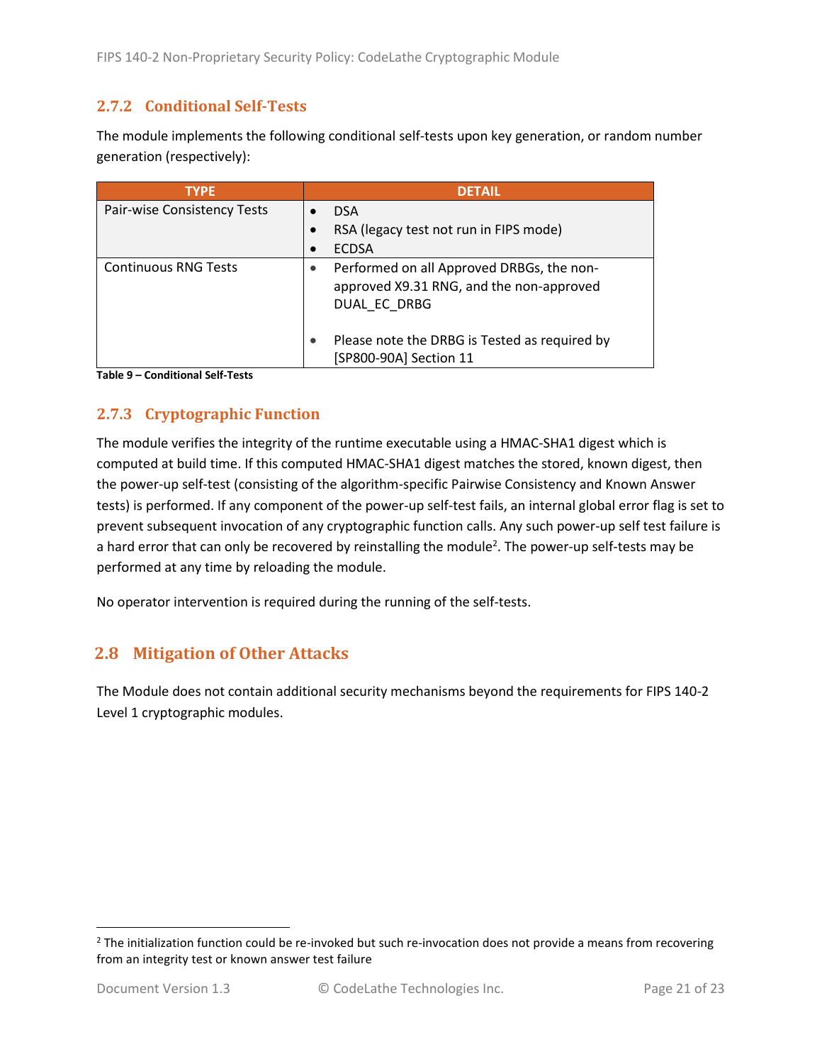### 2.7.2 Conditional Self-Tests

The module implements the following conditional self-tests upon key generation, or random number generation (respectively):

| TYPE | DETAIL |
| --- | --- |
| Pair-wise Consistency Tests | • DSA<br>• RSA (legacy test not run in FIPS mode)<br>• ECDSA |
| Continuous RNG Tests | • Performed on all Approved DRBGs, the non-approved X9.31 RNG, and the non-approved DUAL_EC_DRBG<br><br>• Please note the DRBG is Tested as required by [SP800-90A] Section 11 |

**Table 9 – Conditional Self-Tests**

### 2.7.3 Cryptographic Function

The module verifies the integrity of the runtime executable using a HMAC-SHA1 digest which is computed at build time. If this computed HMAC-SHA1 digest matches the stored, known digest, then the power-up self-test (consisting of the algorithm-specific Pairwise Consistency and Known Answer tests) is performed. If any component of the power-up self-test fails, an internal global error flag is set to prevent subsequent invocation of any cryptographic function calls. Any such power-up self test failure is a hard error that can only be recovered by reinstalling the module[2]. The power-up self-tests may be performed at any time by reloading the module.

No operator intervention is required during the running of the self-tests.

## 2.8 Mitigation of Other Attacks

The Module does not contain additional security mechanisms beyond the requirements for FIPS 140-2 Level 1 cryptographic modules.

---

[2] The initialization function could be re-invoked but such re-invocation does not provide a means from recovering from an integrity test or known answer test failure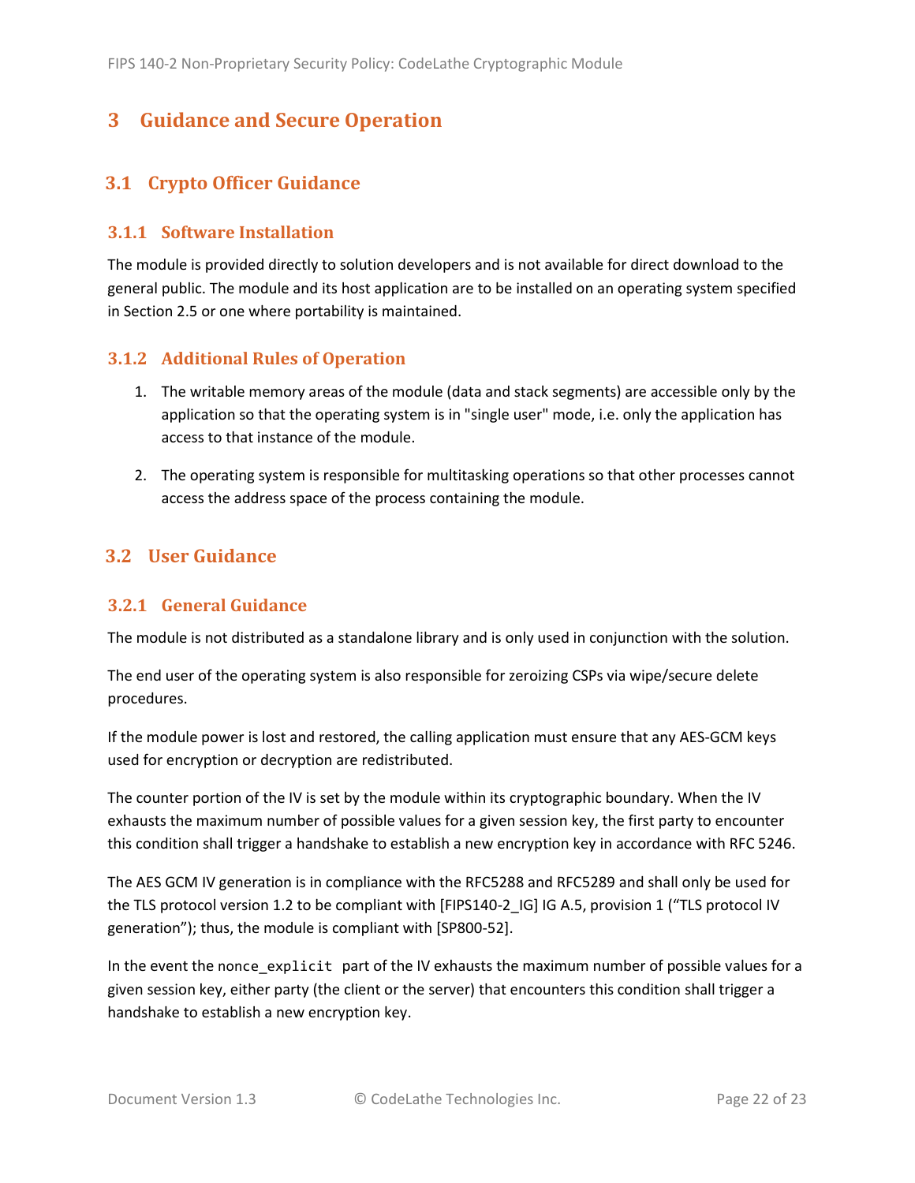# 3 Guidance and Secure Operation

## 3.1 Crypto Officer Guidance

### 3.1.1 Software Installation

The module is provided directly to solution developers and is not available for direct download to the general public. The module and its host application are to be installed on an operating system specified in Section 2.5 or one where portability is maintained.

### 3.1.2 Additional Rules of Operation

1. The writable memory areas of the module (data and stack segments) are accessible only by the application so that the operating system is in "single user" mode, i.e. only the application has access to that instance of the module.

2. The operating system is responsible for multitasking operations so that other processes cannot access the address space of the process containing the module.

## 3.2 User Guidance

### 3.2.1 General Guidance

The module is not distributed as a standalone library and is only used in conjunction with the solution.

The end user of the operating system is also responsible for zeroizing CSPs via wipe/secure delete procedures.

If the module power is lost and restored, the calling application must ensure that any AES-GCM keys used for encryption or decryption are redistributed.

The counter portion of the IV is set by the module within its cryptographic boundary. When the IV exhausts the maximum number of possible values for a given session key, the first party to encounter this condition shall trigger a handshake to establish a new encryption key in accordance with RFC 5246.

The AES GCM IV generation is in compliance with the RFC5288 and RFC5289 and shall only be used for the TLS protocol version 1.2 to be compliant with [FIPS140-2_IG] IG A.5, provision 1 ("TLS protocol IV generation"); thus, the module is compliant with [SP800-52].

In the event the `nonce_explicit` part of the IV exhausts the maximum number of possible values for a given session key, either party (the client or the server) that encounters this condition shall trigger a handshake to establish a new encryption key.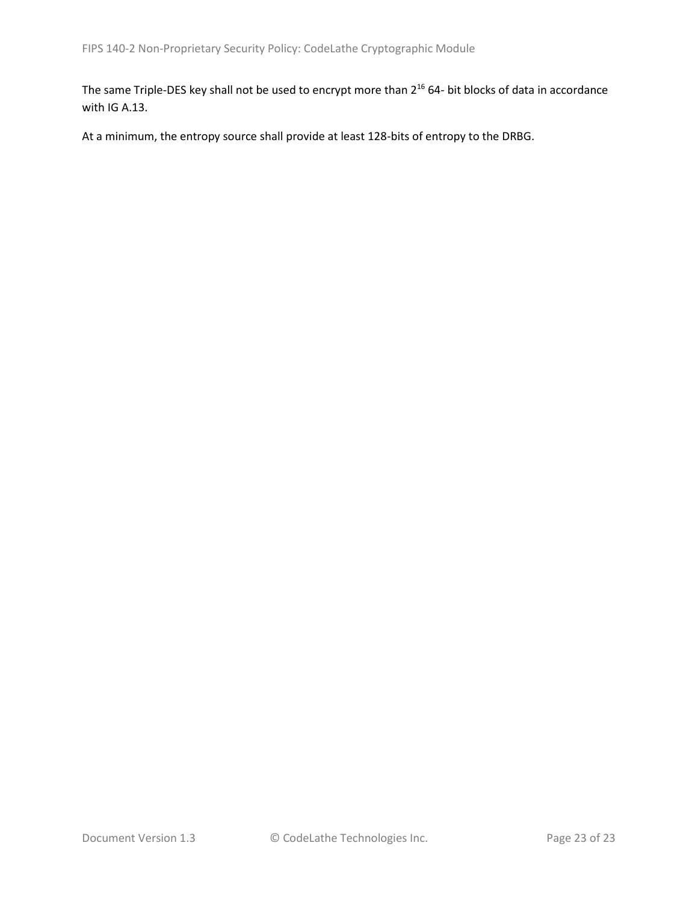The same Triple-DES key shall not be used to encrypt more than $2^{16}$ 64- bit blocks of data in accordance with IG A.13.

At a minimum, the entropy source shall provide at least 128-bits of entropy to the DRBG.